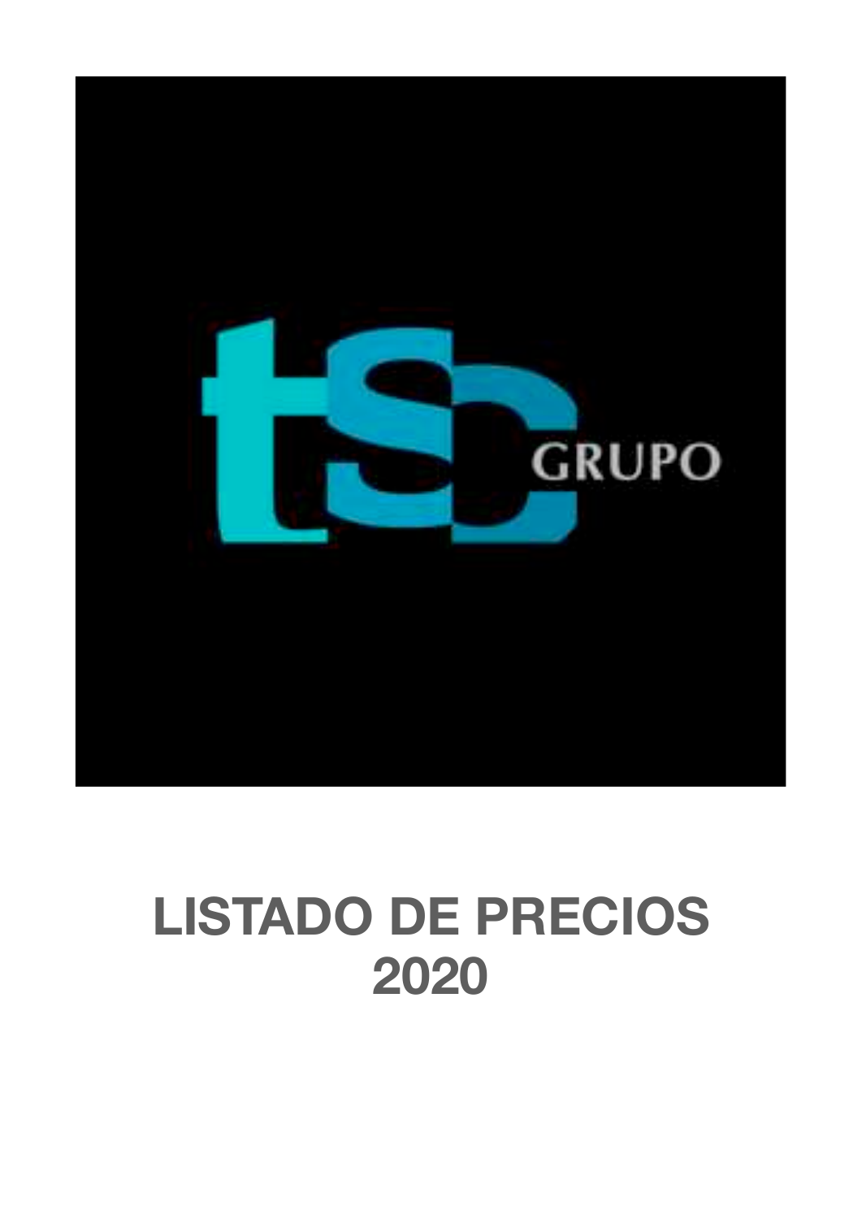tsc GRUPO

# LISTADO DE PRECIOS 2020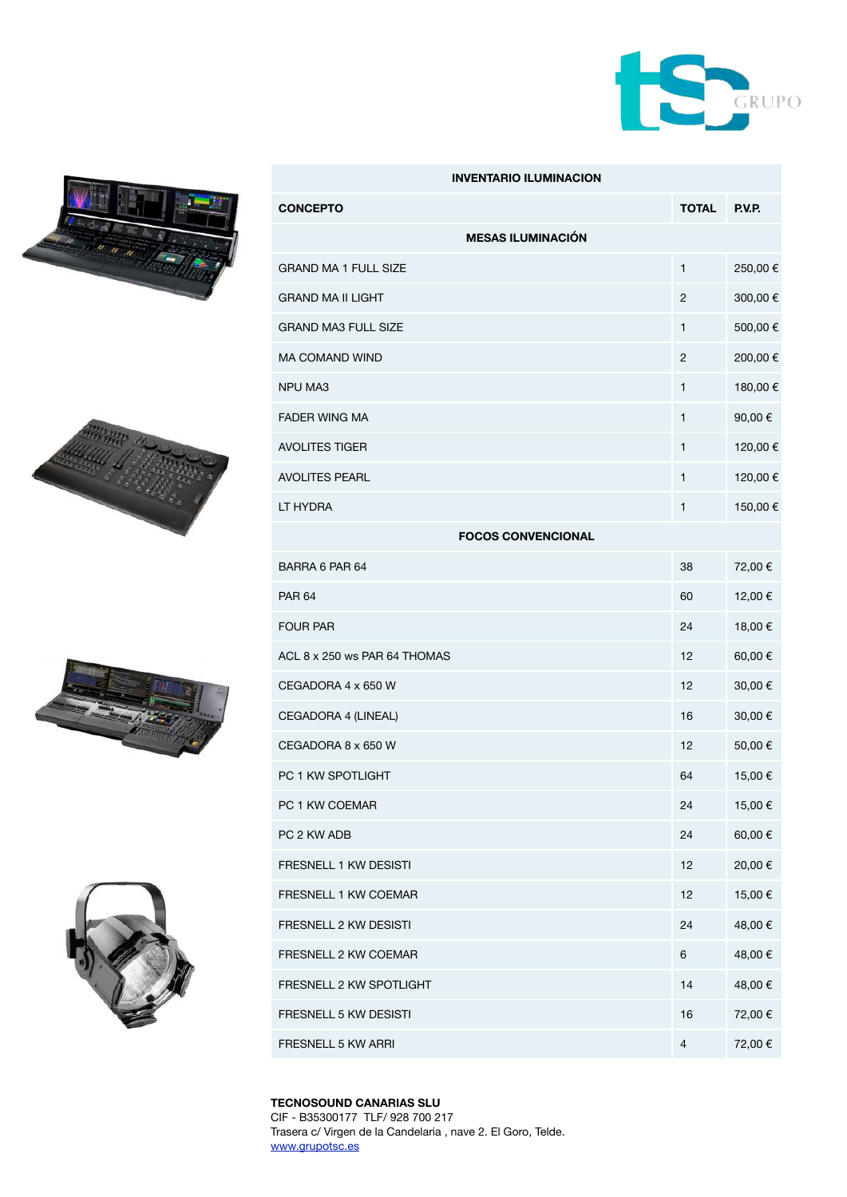| INVENTARIO ILUMINACION | | |
|---|---|---|
| **CONCEPTO** | **TOTAL** | **P.V.P.** |
| **MESAS ILUMINACIÓN** | | |
| GRAND MA 1 FULL SIZE | 1 | 250,00 € |
| GRAND MA II LIGHT | 2 | 300,00 € |
| GRAND MA3 FULL SIZE | 1 | 500,00 € |
| MA COMAND WIND | 2 | 200,00 € |
| NPU MA3 | 1 | 180,00 € |
| FADER WING MA | 1 | 90,00 € |
| AVOLITES TIGER | 1 | 120,00 € |
| AVOLITES PEARL | 1 | 120,00 € |
| LT HYDRA | 1 | 150,00 € |
| **FOCOS CONVENCIONAL** | | |
| BARRA 6 PAR 64 | 38 | 72,00 € |
| PAR 64 | 60 | 12,00 € |
| FOUR PAR | 24 | 18,00 € |
| ACL 8 x 250 ws PAR 64 THOMAS | 12 | 60,00 € |
| CEGADORA 4 x 650 W | 12 | 30,00 € |
| CEGADORA 4 (LINEAL) | 16 | 30,00 € |
| CEGADORA 8 x 650 W | 12 | 50,00 € |
| PC 1 KW SPOTLIGHT | 64 | 15,00 € |
| PC 1 KW COEMAR | 24 | 15,00 € |
| PC 2 KW ADB | 24 | 60,00 € |
| FRESNELL 1 KW DESISTI | 12 | 20,00 € |
| FRESNELL 1 KW COEMAR | 12 | 15,00 € |
| FRESNELL 2 KW DESISTI | 24 | 48,00 € |
| FRESNELL 2 KW COEMAR | 6 | 48,00 € |
| FRESNELL 2 KW SPOTLIGHT | 14 | 48,00 € |
| FRESNELL 5 KW DESISTI | 16 | 72,00 € |
| FRESNELL 5 KW ARRI | 4 | 72,00 € |

**TECNOSOUND CANARIAS SLU**
CIF - B35300177 TLF/ 928 700 217
Trasera c/ Virgen de la Candelaria , nave 2. El Goro, Telde.
www.grupotsc.es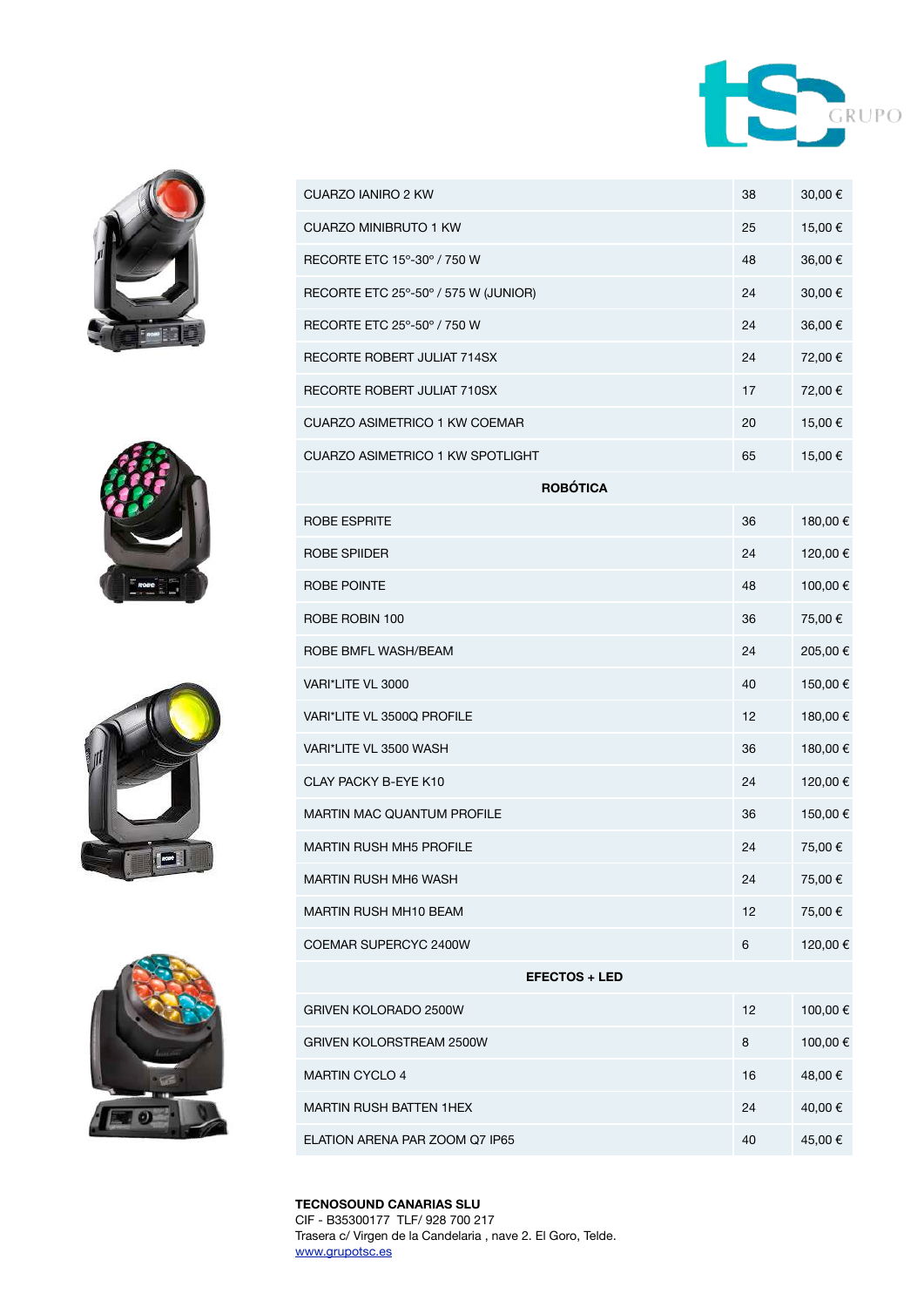| | | |
|---|---|---|
| CUARZO IANIRO 2 KW | 38 | 30,00 € |
| CUARZO MINIBRUTO 1 KW | 25 | 15,00 € |
| RECORTE ETC 15º-30º / 750 W | 48 | 36,00 € |
| RECORTE ETC 25º-50º / 575 W (JUNIOR) | 24 | 30,00 € |
| RECORTE ETC 25º-50º / 750 W | 24 | 36,00 € |
| RECORTE ROBERT JULIAT 714SX | 24 | 72,00 € |
| RECORTE ROBERT JULIAT 710SX | 17 | 72,00 € |
| CUARZO ASIMETRICO 1 KW COEMAR | 20 | 15,00 € |
| CUARZO ASIMETRICO 1 KW SPOTLIGHT | 65 | 15,00 € |
| **ROBÓTICA** | | |
| ROBE ESPRITE | 36 | 180,00 € |
| ROBE SPIIDER | 24 | 120,00 € |
| ROBE POINTE | 48 | 100,00 € |
| ROBE ROBIN 100 | 36 | 75,00 € |
| ROBE BMFL WASH/BEAM | 24 | 205,00 € |
| VARI*LITE VL 3000 | 40 | 150,00 € |
| VARI*LITE VL 3500Q PROFILE | 12 | 180,00 € |
| VARI*LITE VL 3500 WASH | 36 | 180,00 € |
| CLAY PACKY B-EYE K10 | 24 | 120,00 € |
| MARTIN MAC QUANTUM PROFILE | 36 | 150,00 € |
| MARTIN RUSH MH5 PROFILE | 24 | 75,00 € |
| MARTIN RUSH MH6 WASH | 24 | 75,00 € |
| MARTIN RUSH MH10 BEAM | 12 | 75,00 € |
| COEMAR SUPERCYC 2400W | 6 | 120,00 € |
| **EFECTOS + LED** | | |
| GRIVEN KOLORADO 2500W | 12 | 100,00 € |
| GRIVEN KOLORSTREAM 2500W | 8 | 100,00 € |
| MARTIN CYCLO 4 | 16 | 48,00 € |
| MARTIN RUSH BATTEN 1HEX | 24 | 40,00 € |
| ELATION ARENA PAR ZOOM Q7 IP65 | 40 | 45,00 € |

**TECNOSOUND CANARIAS SLU**
CIF - B35300177 TLF/ 928 700 217
Trasera c/ Virgen de la Candelaria , nave 2. El Goro, Telde.
www.grupotsc.es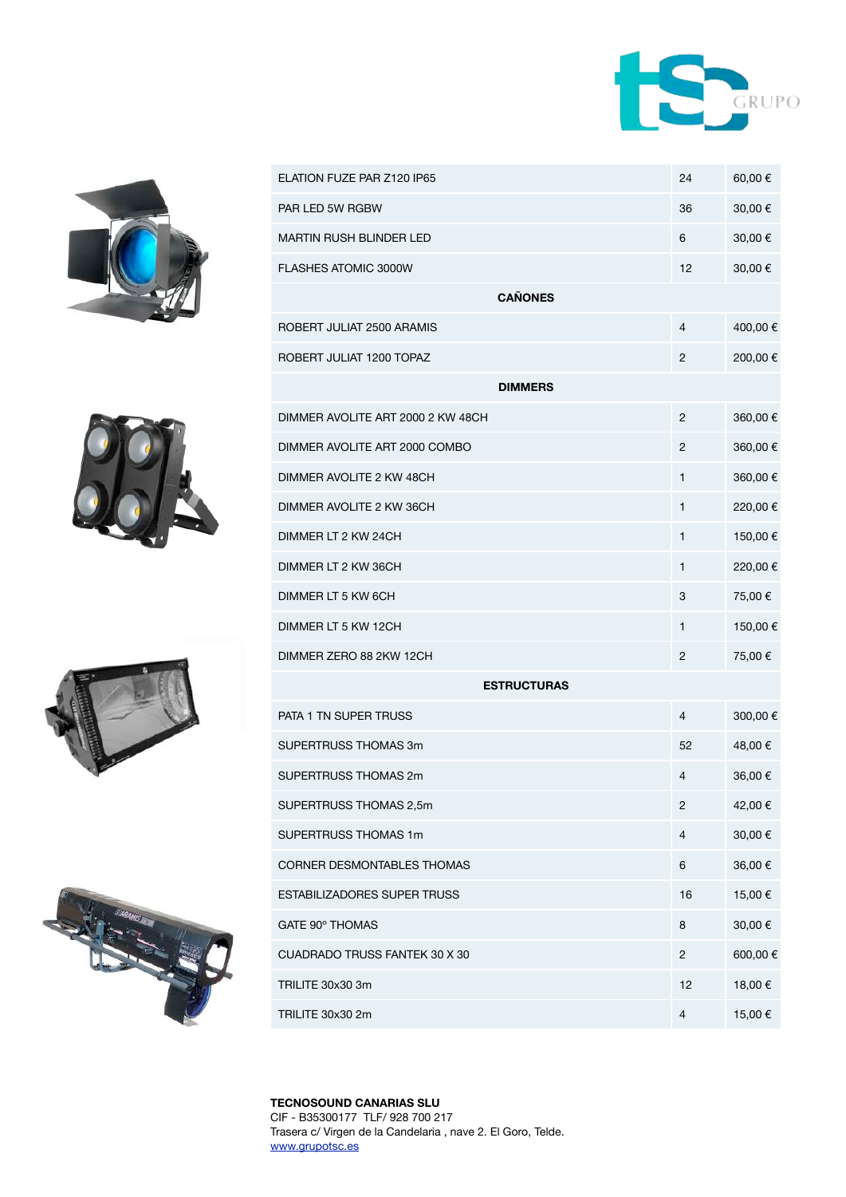| | | |
|---|---|---|
| ELATION FUZE PAR Z120 IP65 | 24 | 60,00 € |
| PAR LED 5W RGBW | 36 | 30,00 € |
| MARTIN RUSH BLINDER LED | 6 | 30,00 € |
| FLASHES ATOMIC 3000W | 12 | 30,00 € |
| **CAÑONES** | | |
| ROBERT JULIAT 2500 ARAMIS | 4 | 400,00 € |
| ROBERT JULIAT 1200 TOPAZ | 2 | 200,00 € |
| **DIMMERS** | | |
| DIMMER AVOLITE ART 2000 2 KW 48CH | 2 | 360,00 € |
| DIMMER AVOLITE ART 2000 COMBO | 2 | 360,00 € |
| DIMMER AVOLITE 2 KW 48CH | 1 | 360,00 € |
| DIMMER AVOLITE 2 KW 36CH | 1 | 220,00 € |
| DIMMER LT 2 KW 24CH | 1 | 150,00 € |
| DIMMER LT 2 KW 36CH | 1 | 220,00 € |
| DIMMER LT 5 KW 6CH | 3 | 75,00 € |
| DIMMER LT 5 KW 12CH | 1 | 150,00 € |
| DIMMER ZERO 88 2KW 12CH | 2 | 75,00 € |
| **ESTRUCTURAS** | | |
| PATA 1 TN SUPER TRUSS | 4 | 300,00 € |
| SUPERTRUSS THOMAS 3m | 52 | 48,00 € |
| SUPERTRUSS THOMAS 2m | 4 | 36,00 € |
| SUPERTRUSS THOMAS 2,5m | 2 | 42,00 € |
| SUPERTRUSS THOMAS 1m | 4 | 30,00 € |
| CORNER DESMONTABLES THOMAS | 6 | 36,00 € |
| ESTABILIZADORES SUPER TRUSS | 16 | 15,00 € |
| GATE 90º THOMAS | 8 | 30,00 € |
| CUADRADO TRUSS FANTEK 30 X 30 | 2 | 600,00 € |
| TRILITE 30x30 3m | 12 | 18,00 € |
| TRILITE 30x30 2m | 4 | 15,00 € |

**TECNOSOUND CANARIAS SLU**
CIF - B35300177 TLF/ 928 700 217
Trasera c/ Virgen de la Candelaria , nave 2. El Goro, Telde.
www.grupotsc.es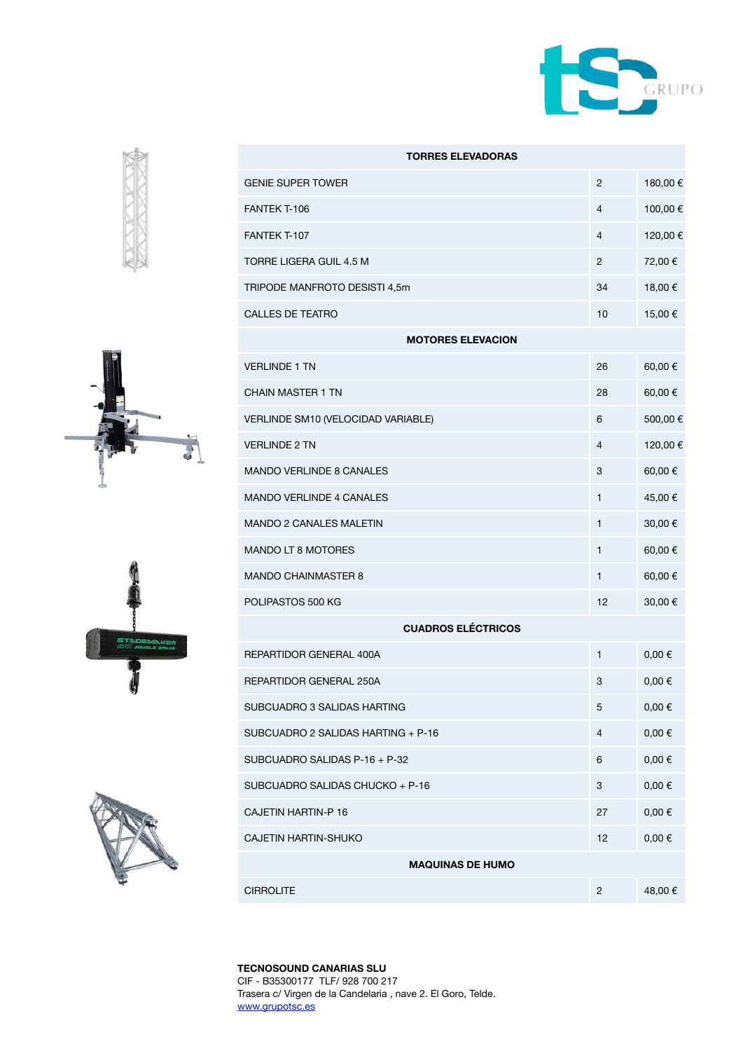| TORRES ELEVADORAS | | |
|---|---|---|
| GENIE SUPER TOWER | 2 | 180,00 € |
| FANTEK T-106 | 4 | 100,00 € |
| FANTEK T-107 | 4 | 120,00 € |
| TORRE LIGERA GUIL 4.5 M | 2 | 72,00 € |
| TRIPODE MANFROTO DESISTI 4,5m | 34 | 18,00 € |
| CALLES DE TEATRO | 10 | 15,00 € |
| **MOTORES ELEVACION** | | |
| VERLINDE 1 TN | 26 | 60,00 € |
| CHAIN MASTER 1 TN | 28 | 60,00 € |
| VERLINDE SM10 (VELOCIDAD VARIABLE) | 6 | 500,00 € |
| VERLINDE 2 TN | 4 | 120,00 € |
| MANDO VERLINDE 8 CANALES | 3 | 60,00 € |
| MANDO VERLINDE 4 CANALES | 1 | 45,00 € |
| MANDO 2 CANALES MALETIN | 1 | 30,00 € |
| MANDO LT 8 MOTORES | 1 | 60,00 € |
| MANDO CHAINMASTER 8 | 1 | 60,00 € |
| POLIPASTOS 500 KG | 12 | 30,00 € |
| **CUADROS ELÉCTRICOS** | | |
| REPARTIDOR GENERAL 400A | 1 | 0,00 € |
| REPARTIDOR GENERAL 250A | 3 | 0,00 € |
| SUBCUADRO 3 SALIDAS HARTING | 5 | 0,00 € |
| SUBCUADRO 2 SALIDAS HARTING + P-16 | 4 | 0,00 € |
| SUBCUADRO SALIDAS P-16 + P-32 | 6 | 0,00 € |
| SUBCUADRO SALIDAS CHUCKO + P-16 | 3 | 0,00 € |
| CAJETIN HARTIN-P 16 | 27 | 0,00 € |
| CAJETIN HARTIN-SHUKO | 12 | 0,00 € |
| **MAQUINAS DE HUMO** | | |
| CIRROLITE | 2 | 48,00 € |

**TECNOSOUND CANARIAS SLU**
CIF - B35300177 TLF/ 928 700 217
Trasera c/ Virgen de la Candelaria , nave 2. El Goro, Telde.
www.grupotsc.es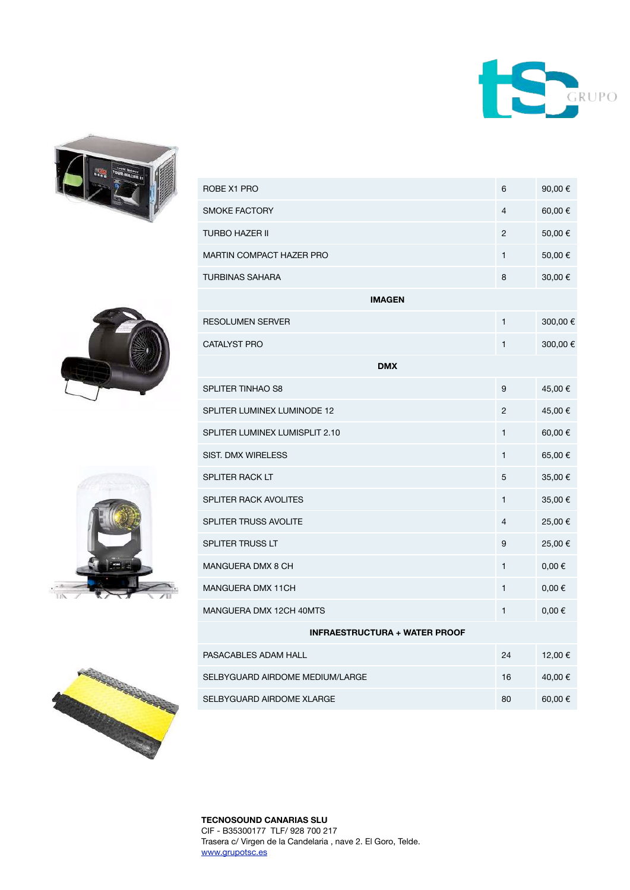| | | |
|---|---|---|
| ROBE X1 PRO | 6 | 90,00 € |
| SMOKE FACTORY | 4 | 60,00 € |
| TURBO HAZER II | 2 | 50,00 € |
| MARTIN COMPACT HAZER PRO | 1 | 50,00 € |
| TURBINAS SAHARA | 8 | 30,00 € |
| **IMAGEN** | | |
| RESOLUMEN SERVER | 1 | 300,00 € |
| CATALYST PRO | 1 | 300,00 € |
| **DMX** | | |
| SPLITER TINHAO S8 | 9 | 45,00 € |
| SPLITER LUMINEX LUMINODE 12 | 2 | 45,00 € |
| SPLITER LUMINEX LUMISPLIT 2.10 | 1 | 60,00 € |
| SIST. DMX WIRELESS | 1 | 65,00 € |
| SPLITER RACK LT | 5 | 35,00 € |
| SPLITER RACK AVOLITES | 1 | 35,00 € |
| SPLITER TRUSS AVOLITE | 4 | 25,00 € |
| SPLITER TRUSS LT | 9 | 25,00 € |
| MANGUERA DMX 8 CH | 1 | 0,00 € |
| MANGUERA DMX 11CH | 1 | 0,00 € |
| MANGUERA DMX 12CH 40MTS | 1 | 0,00 € |
| **INFRAESTRUCTURA + WATER PROOF** | | |
| PASACABLES ADAM HALL | 24 | 12,00 € |
| SELBYGUARD AIRDOME MEDIUM/LARGE | 16 | 40,00 € |
| SELBYGUARD AIRDOME XLARGE | 80 | 60,00 € |

**TECNOSOUND CANARIAS SLU**
CIF - B35300177 TLF/ 928 700 217
Trasera c/ Virgen de la Candelaria , nave 2. El Goro, Telde.
www.grupotsc.es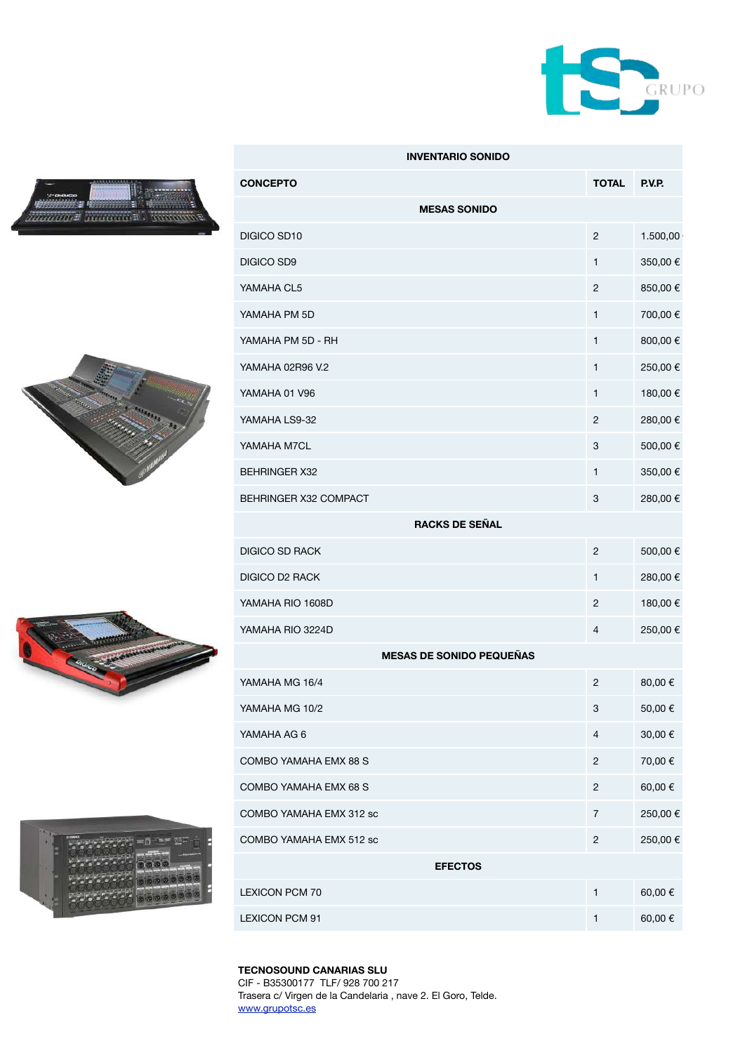| INVENTARIO SONIDO | | |
|---|---|---|
| **CONCEPTO** | **TOTAL** | **P.V.P.** |
| **MESAS SONIDO** | | |
| DIGICO SD10 | 2 | 1.500,00 |
| DIGICO SD9 | 1 | 350,00 € |
| YAMAHA CL5 | 2 | 850,00 € |
| YAMAHA PM 5D | 1 | 700,00 € |
| YAMAHA PM 5D - RH | 1 | 800,00 € |
| YAMAHA 02R96 V.2 | 1 | 250,00 € |
| YAMAHA 01 V96 | 1 | 180,00 € |
| YAMAHA LS9-32 | 2 | 280,00 € |
| YAMAHA M7CL | 3 | 500,00 € |
| BEHRINGER X32 | 1 | 350,00 € |
| BEHRINGER X32 COMPACT | 3 | 280,00 € |
| **RACKS DE SEÑAL** | | |
| DIGICO SD RACK | 2 | 500,00 € |
| DIGICO D2 RACK | 1 | 280,00 € |
| YAMAHA RIO 1608D | 2 | 180,00 € |
| YAMAHA RIO 3224D | 4 | 250,00 € |
| **MESAS DE SONIDO PEQUEÑAS** | | |
| YAMAHA MG 16/4 | 2 | 80,00 € |
| YAMAHA MG 10/2 | 3 | 50,00 € |
| YAMAHA AG 6 | 4 | 30,00 € |
| COMBO YAMAHA EMX 88 S | 2 | 70,00 € |
| COMBO YAMAHA EMX 68 S | 2 | 60,00 € |
| COMBO YAMAHA EMX 312 sc | 7 | 250,00 € |
| COMBO YAMAHA EMX 512 sc | 2 | 250,00 € |
| **EFECTOS** | | |
| LEXICON PCM 70 | 1 | 60,00 € |
| LEXICON PCM 91 | 1 | 60,00 € |

**TECNOSOUND CANARIAS SLU**
CIF - B35300177 TLF/ 928 700 217
Trasera c/ Virgen de la Candelaria , nave 2. El Goro, Telde.
www.grupotsc.es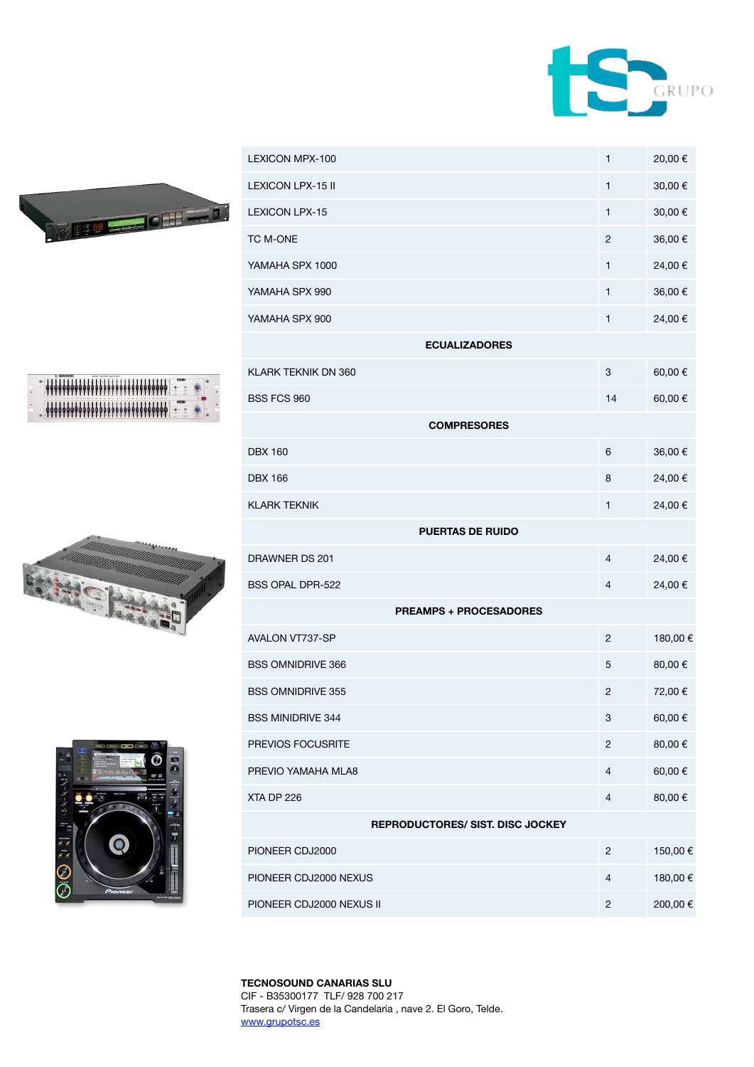| LEXICON MPX-100 | 1 | 20,00 € |
| --- | --- | --- |
| LEXICON LPX-15 II | 1 | 30,00 € |
| LEXICON LPX-15 | 1 | 30,00 € |
| TC M-ONE | 2 | 36,00 € |
| YAMAHA SPX 1000 | 1 | 24,00 € |
| YAMAHA SPX 990 | 1 | 36,00 € |
| YAMAHA SPX 900 | 1 | 24,00 € |
| **ECUALIZADORES** | | |
| KLARK TEKNIK DN 360 | 3 | 60,00 € |
| BSS FCS 960 | 14 | 60,00 € |
| **COMPRESORES** | | |
| DBX 160 | 6 | 36,00 € |
| DBX 166 | 8 | 24,00 € |
| KLARK TEKNIK | 1 | 24,00 € |
| **PUERTAS DE RUIDO** | | |
| DRAWNER DS 201 | 4 | 24,00 € |
| BSS OPAL DPR-522 | 4 | 24,00 € |
| **PREAMPS + PROCESADORES** | | |
| AVALON VT737-SP | 2 | 180,00 € |
| BSS OMNIDRIVE 366 | 5 | 80,00 € |
| BSS OMNIDRIVE 355 | 2 | 72,00 € |
| BSS MINIDRIVE 344 | 3 | 60,00 € |
| PREVIOS FOCUSRITE | 2 | 80,00 € |
| PREVIO YAMAHA MLA8 | 4 | 60,00 € |
| XTA DP 226 | 4 | 80,00 € |
| **REPRODUCTORES/ SIST. DISC JOCKEY** | | |
| PIONEER CDJ2000 | 2 | 150,00 € |
| PIONEER CDJ2000 NEXUS | 4 | 180,00 € |
| PIONEER CDJ2000 NEXUS II | 2 | 200,00 € |

**TECNOSOUND CANARIAS SLU**
CIF - B35300177 TLF/ 928 700 217
Trasera c/ Virgen de la Candelaria , nave 2. El Goro, Telde.
www.grupotsc.es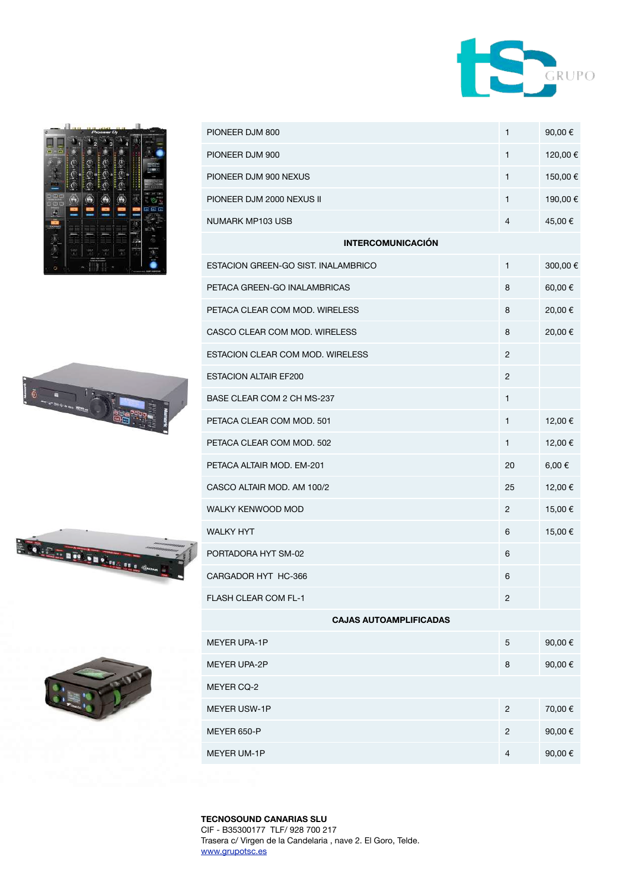| | | |
|---|---|---|
| PIONEER DJM 800 | 1 | 90,00 € |
| PIONEER DJM 900 | 1 | 120,00 € |
| PIONEER DJM 900 NEXUS | 1 | 150,00 € |
| PIONEER DJM 2000 NEXUS II | 1 | 190,00 € |
| NUMARK MP103 USB | 4 | 45,00 € |
| **INTERCOMUNICACIÓN** | | |
| ESTACION GREEN-GO SIST. INALAMBRICO | 1 | 300,00 € |
| PETACA GREEN-GO INALAMBRICAS | 8 | 60,00 € |
| PETACA CLEAR COM MOD. WIRELESS | 8 | 20,00 € |
| CASCO CLEAR COM MOD. WIRELESS | 8 | 20,00 € |
| ESTACION CLEAR COM MOD. WIRELESS | 2 | |
| ESTACION ALTAIR EF200 | 2 | |
| BASE CLEAR COM 2 CH MS-237 | 1 | |
| PETACA CLEAR COM MOD. 501 | 1 | 12,00 € |
| PETACA CLEAR COM MOD. 502 | 1 | 12,00 € |
| PETACA ALTAIR MOD. EM-201 | 20 | 6,00 € |
| CASCO ALTAIR MOD. AM 100/2 | 25 | 12,00 € |
| WALKY KENWOOD MOD | 2 | 15,00 € |
| WALKY HYT | 6 | 15,00 € |
| PORTADORA HYT SM-02 | 6 | |
| CARGADOR HYT HC-366 | 6 | |
| FLASH CLEAR COM FL-1 | 2 | |
| **CAJAS AUTOAMPLIFICADAS** | | |
| MEYER UPA-1P | 5 | 90,00 € |
| MEYER UPA-2P | 8 | 90,00 € |
| MEYER CQ-2 | | |
| MEYER USW-1P | 2 | 70,00 € |
| MEYER 650-P | 2 | 90,00 € |
| MEYER UM-1P | 4 | 90,00 € |

**TECNOSOUND CANARIAS SLU**
CIF - B35300177 TLF/ 928 700 217
Trasera c/ Virgen de la Candelaria , nave 2. El Goro, Telde.
www.grupotsc.es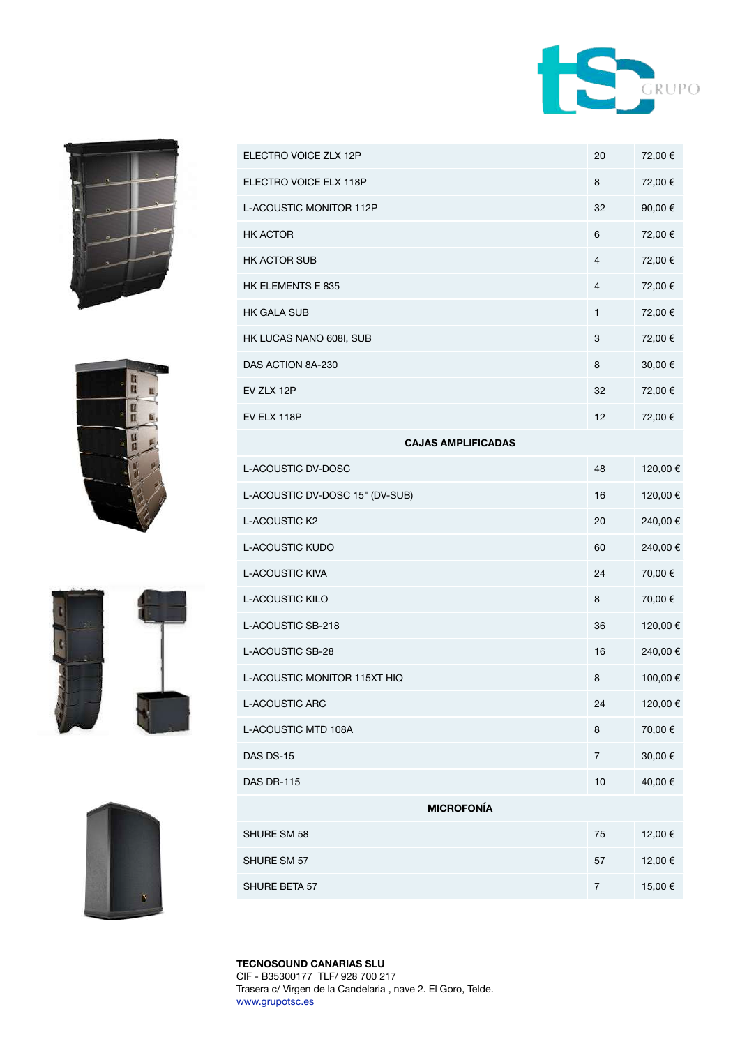| | | |
|---|---|---|
| ELECTRO VOICE ZLX 12P | 20 | 72,00 € |
| ELECTRO VOICE ELX 118P | 8 | 72,00 € |
| L-ACOUSTIC MONITOR 112P | 32 | 90,00 € |
| HK ACTOR | 6 | 72,00 € |
| HK ACTOR SUB | 4 | 72,00 € |
| HK ELEMENTS E 835 | 4 | 72,00 € |
| HK GALA SUB | 1 | 72,00 € |
| HK LUCAS NANO 608I, SUB | 3 | 72,00 € |
| DAS ACTION 8A-230 | 8 | 30,00 € |
| EV ZLX 12P | 32 | 72,00 € |
| EV ELX 118P | 12 | 72,00 € |
| **CAJAS AMPLIFICADAS** | | |
| L-ACOUSTIC DV-DOSC | 48 | 120,00 € |
| L-ACOUSTIC DV-DOSC 15" (DV-SUB) | 16 | 120,00 € |
| L-ACOUSTIC K2 | 20 | 240,00 € |
| L-ACOUSTIC KUDO | 60 | 240,00 € |
| L-ACOUSTIC KIVA | 24 | 70,00 € |
| L-ACOUSTIC KILO | 8 | 70,00 € |
| L-ACOUSTIC SB-218 | 36 | 120,00 € |
| L-ACOUSTIC SB-28 | 16 | 240,00 € |
| L-ACOUSTIC MONITOR 115XT HIQ | 8 | 100,00 € |
| L-ACOUSTIC ARC | 24 | 120,00 € |
| L-ACOUSTIC MTD 108A | 8 | 70,00 € |
| DAS DS-15 | 7 | 30,00 € |
| DAS DR-115 | 10 | 40,00 € |
| **MICROFONÍA** | | |
| SHURE SM 58 | 75 | 12,00 € |
| SHURE SM 57 | 57 | 12,00 € |
| SHURE BETA 57 | 7 | 15,00 € |

**TECNOSOUND CANARIAS SLU**
CIF - B35300177 TLF/ 928 700 217
Trasera c/ Virgen de la Candelaria , nave 2. El Goro, Telde.
[www.grupotsc.es](http://www.grupotsc.es)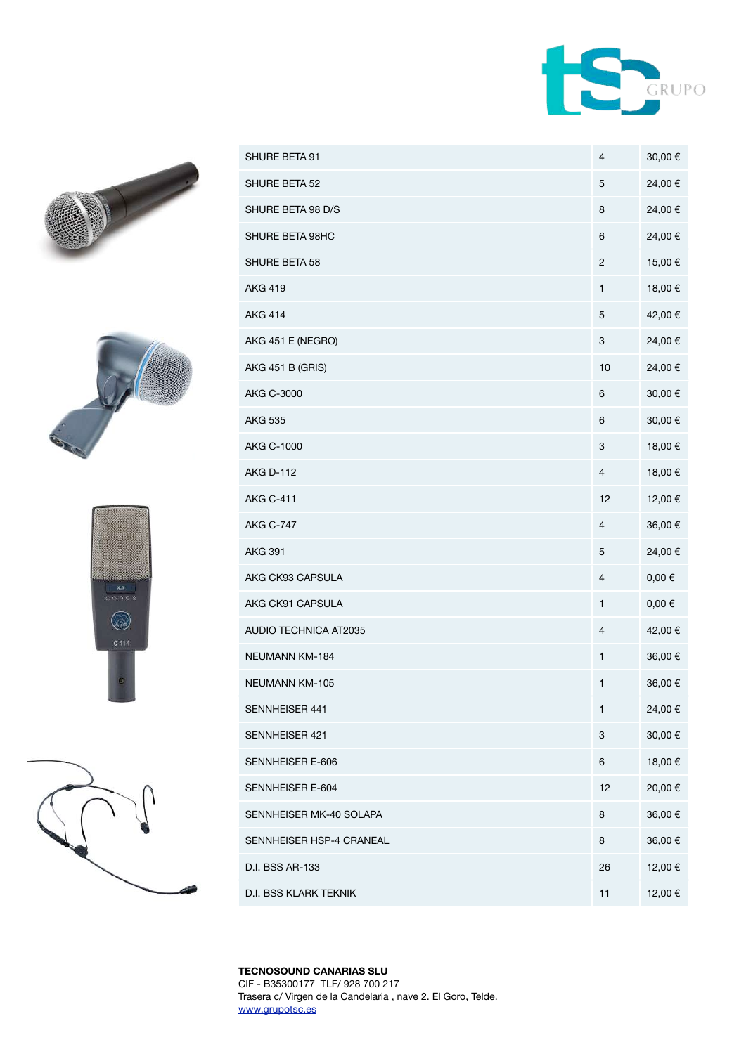| SHURE BETA 91 | 4 | 30,00 € |
|---|---|---|
| SHURE BETA 52 | 5 | 24,00 € |
| SHURE BETA 98 D/S | 8 | 24,00 € |
| SHURE BETA 98HC | 6 | 24,00 € |
| SHURE BETA 58 | 2 | 15,00 € |
| AKG 419 | 1 | 18,00 € |
| AKG 414 | 5 | 42,00 € |
| AKG 451 E (NEGRO) | 3 | 24,00 € |
| AKG 451 B (GRIS) | 10 | 24,00 € |
| AKG C-3000 | 6 | 30,00 € |
| AKG 535 | 6 | 30,00 € |
| AKG C-1000 | 3 | 18,00 € |
| AKG D-112 | 4 | 18,00 € |
| AKG C-411 | 12 | 12,00 € |
| AKG C-747 | 4 | 36,00 € |
| AKG 391 | 5 | 24,00 € |
| AKG CK93 CAPSULA | 4 | 0,00 € |
| AKG CK91 CAPSULA | 1 | 0,00 € |
| AUDIO TECHNICA AT2035 | 4 | 42,00 € |
| NEUMANN KM-184 | 1 | 36,00 € |
| NEUMANN KM-105 | 1 | 36,00 € |
| SENNHEISER 441 | 1 | 24,00 € |
| SENNHEISER 421 | 3 | 30,00 € |
| SENNHEISER E-606 | 6 | 18,00 € |
| SENNHEISER E-604 | 12 | 20,00 € |
| SENNHEISER MK-40 SOLAPA | 8 | 36,00 € |
| SENNHEISER HSP-4 CRANEAL | 8 | 36,00 € |
| D.I. BSS AR-133 | 26 | 12,00 € |
| D.I. BSS KLARK TEKNIK | 11 | 12,00 € |

**TECNOSOUND CANARIAS SLU**
CIF - B35300177 TLF/ 928 700 217
Trasera c/ Virgen de la Candelaria , nave 2. El Goro, Telde.
www.grupotsc.es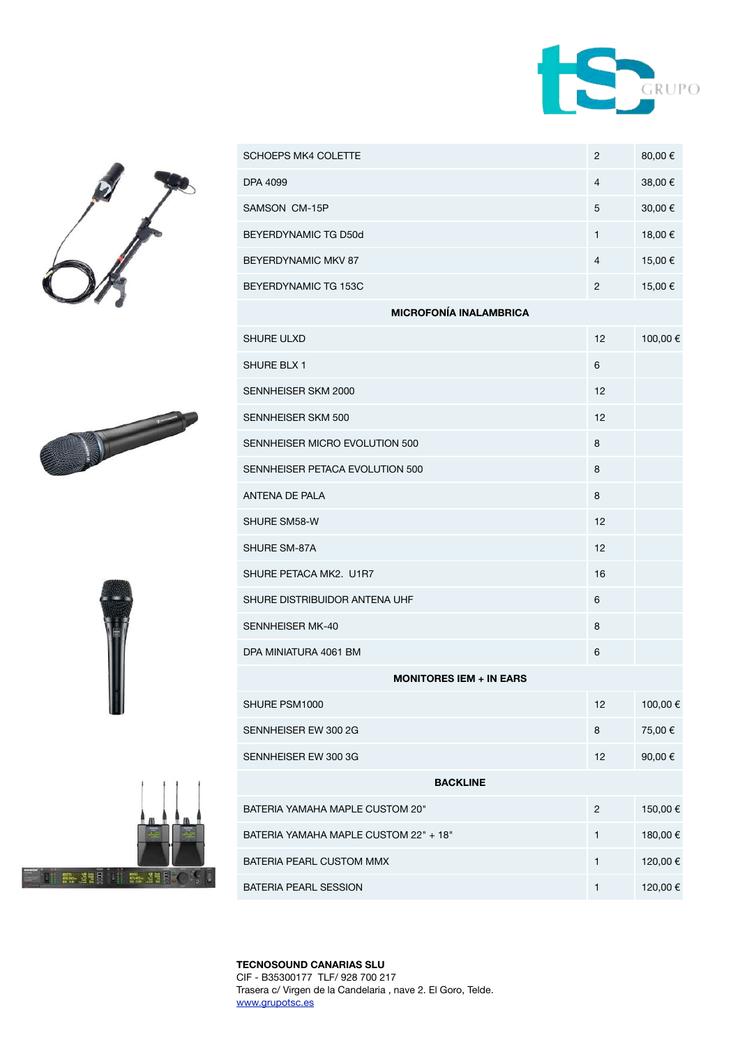| | | |
|---|---|---|
| SCHOEPS MK4 COLETTE | 2 | 80,00 € |
| DPA 4099 | 4 | 38,00 € |
| SAMSON CM-15P | 5 | 30,00 € |
| BEYERDYNAMIC TG D50d | 1 | 18,00 € |
| BEYERDYNAMIC MKV 87 | 4 | 15,00 € |
| BEYERDYNAMIC TG 153C | 2 | 15,00 € |
| **MICROFONÍA INALAMBRICA** | | |
| SHURE ULXD | 12 | 100,00 € |
| SHURE BLX 1 | 6 | |
| SENNHEISER SKM 2000 | 12 | |
| SENNHEISER SKM 500 | 12 | |
| SENNHEISER MICRO EVOLUTION 500 | 8 | |
| SENNHEISER PETACA EVOLUTION 500 | 8 | |
| ANTENA DE PALA | 8 | |
| SHURE SM58-W | 12 | |
| SHURE SM-87A | 12 | |
| SHURE PETACA MK2. U1R7 | 16 | |
| SHURE DISTRIBUIDOR ANTENA UHF | 6 | |
| SENNHEISER MK-40 | 8 | |
| DPA MINIATURA 4061 BM | 6 | |
| **MONITORES IEM + IN EARS** | | |
| SHURE PSM1000 | 12 | 100,00 € |
| SENNHEISER EW 300 2G | 8 | 75,00 € |
| SENNHEISER EW 300 3G | 12 | 90,00 € |
| **BACKLINE** | | |
| BATERIA YAMAHA MAPLE CUSTOM 20" | 2 | 150,00 € |
| BATERIA YAMAHA MAPLE CUSTOM 22" + 18" | 1 | 180,00 € |
| BATERIA PEARL CUSTOM MMX | 1 | 120,00 € |
| BATERIA PEARL SESSION | 1 | 120,00 € |

**TECNOSOUND CANARIAS SLU**
CIF - B35300177 TLF/ 928 700 217
Trasera c/ Virgen de la Candelaria , nave 2. El Goro, Telde.
www.grupotsc.es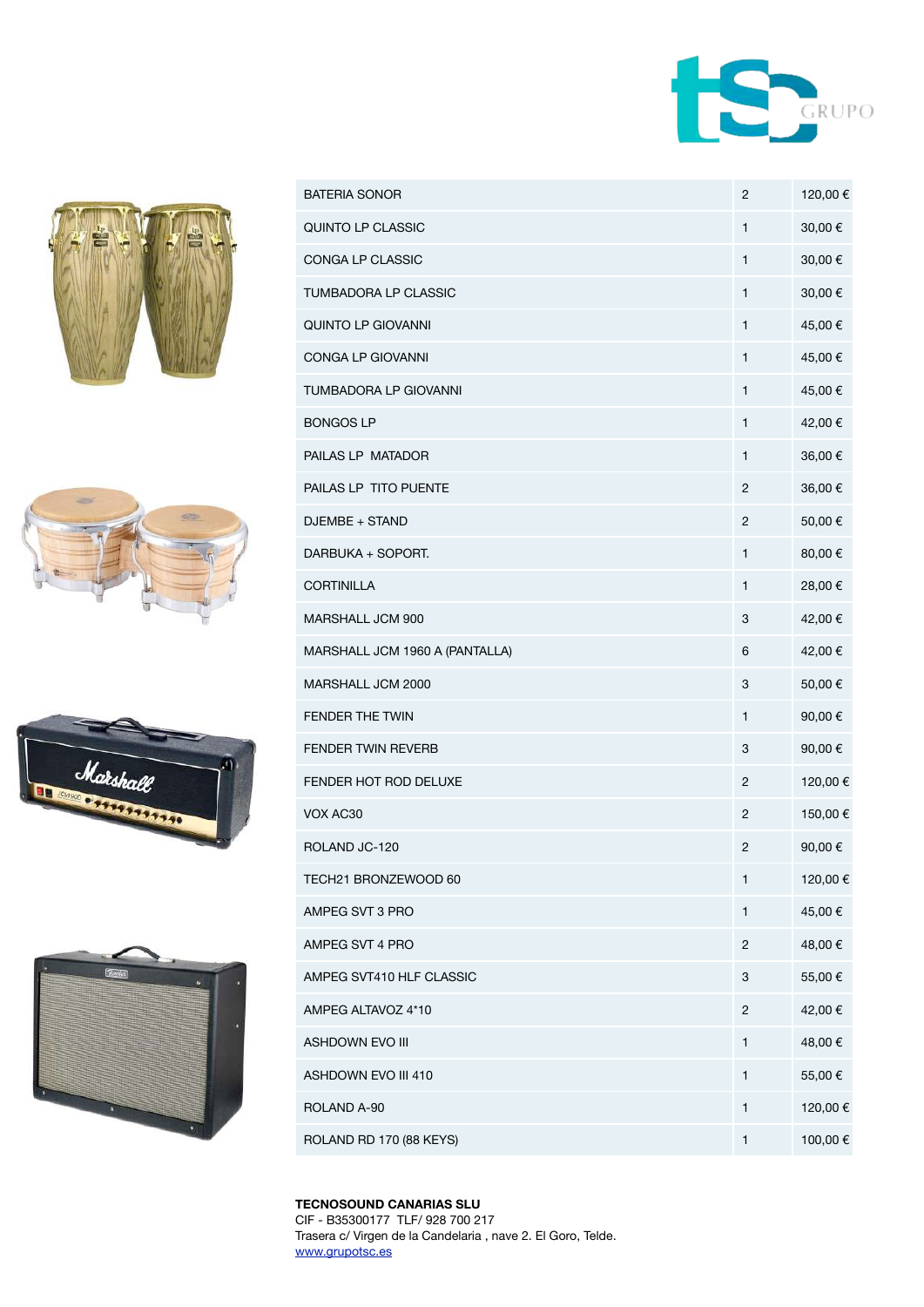| | | |
|---|---|---|
| BATERIA SONOR | 2 | 120,00 € |
| QUINTO LP CLASSIC | 1 | 30,00 € |
| CONGA LP CLASSIC | 1 | 30,00 € |
| TUMBADORA LP CLASSIC | 1 | 30,00 € |
| QUINTO LP GIOVANNI | 1 | 45,00 € |
| CONGA LP GIOVANNI | 1 | 45,00 € |
| TUMBADORA LP GIOVANNI | 1 | 45,00 € |
| BONGOS LP | 1 | 42,00 € |
| PAILAS LP MATADOR | 1 | 36,00 € |
| PAILAS LP TITO PUENTE | 2 | 36,00 € |
| DJEMBE + STAND | 2 | 50,00 € |
| DARBUKA + SOPORT. | 1 | 80,00 € |
| CORTINILLA | 1 | 28,00 € |
| MARSHALL JCM 900 | 3 | 42,00 € |
| MARSHALL JCM 1960 A (PANTALLA) | 6 | 42,00 € |
| MARSHALL JCM 2000 | 3 | 50,00 € |
| FENDER THE TWIN | 1 | 90,00 € |
| FENDER TWIN REVERB | 3 | 90,00 € |
| FENDER HOT ROD DELUXE | 2 | 120,00 € |
| VOX AC30 | 2 | 150,00 € |
| ROLAND JC-120 | 2 | 90,00 € |
| TECH21 BRONZEWOOD 60 | 1 | 120,00 € |
| AMPEG SVT 3 PRO | 1 | 45,00 € |
| AMPEG SVT 4 PRO | 2 | 48,00 € |
| AMPEG SVT410 HLF CLASSIC | 3 | 55,00 € |
| AMPEG ALTAVOZ 4*10 | 2 | 42,00 € |
| ASHDOWN EVO III | 1 | 48,00 € |
| ASHDOWN EVO III 410 | 1 | 55,00 € |
| ROLAND A-90 | 1 | 120,00 € |
| ROLAND RD 170 (88 KEYS) | 1 | 100,00 € |

**TECNOSOUND CANARIAS SLU**
CIF - B35300177 TLF/ 928 700 217
Trasera c/ Virgen de la Candelaria , nave 2. El Goro, Telde.
www.grupotsc.es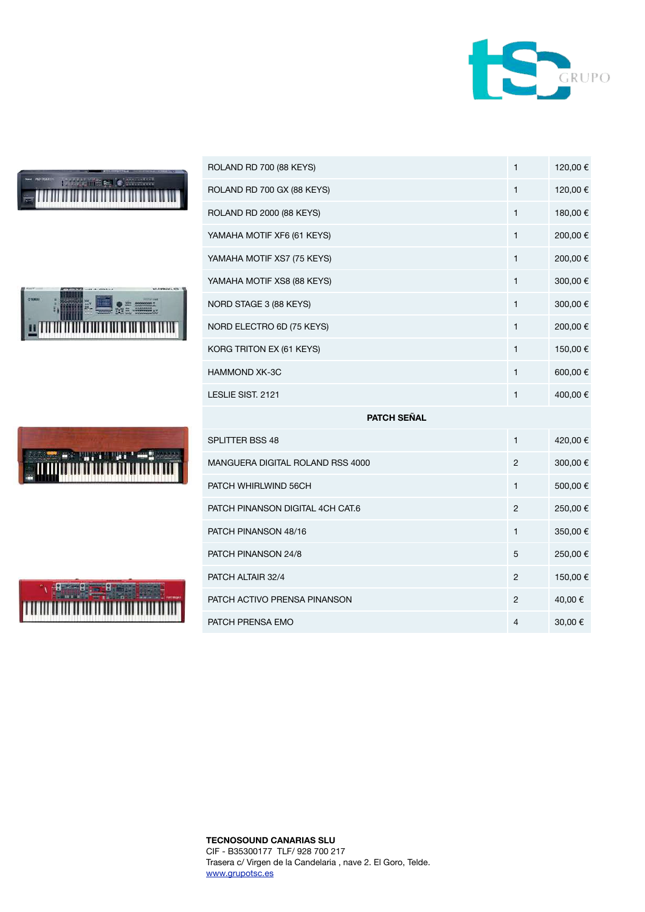| | | |
|---|---|---|
| ROLAND RD 700 (88 KEYS) | 1 | 120,00 € |
| ROLAND RD 700 GX (88 KEYS) | 1 | 120,00 € |
| ROLAND RD 2000 (88 KEYS) | 1 | 180,00 € |
| YAMAHA MOTIF XF6 (61 KEYS) | 1 | 200,00 € |
| YAMAHA MOTIF XS7 (75 KEYS) | 1 | 200,00 € |
| YAMAHA MOTIF XS8 (88 KEYS) | 1 | 300,00 € |
| NORD STAGE 3 (88 KEYS) | 1 | 300,00 € |
| NORD ELECTRO 6D (75 KEYS) | 1 | 200,00 € |
| KORG TRITON EX (61 KEYS) | 1 | 150,00 € |
| HAMMOND XK-3C | 1 | 600,00 € |
| LESLIE SIST. 2121 | 1 | 400,00 € |
| **PATCH SEÑAL** | | |
| SPLITTER BSS 48 | 1 | 420,00 € |
| MANGUERA DIGITAL ROLAND RSS 4000 | 2 | 300,00 € |
| PATCH WHIRLWIND 56CH | 1 | 500,00 € |
| PATCH PINANSON DIGITAL 4CH CAT.6 | 2 | 250,00 € |
| PATCH PINANSON 48/16 | 1 | 350,00 € |
| PATCH PINANSON 24/8 | 5 | 250,00 € |
| PATCH ALTAIR 32/4 | 2 | 150,00 € |
| PATCH ACTIVO PRENSA PINANSON | 2 | 40,00 € |
| PATCH PRENSA EMO | 4 | 30,00 € |

**TECNOSOUND CANARIAS SLU**
CIF - B35300177 TLF/ 928 700 217
Trasera c/ Virgen de la Candelaria , nave 2. El Goro, Telde.
www.grupotsc.es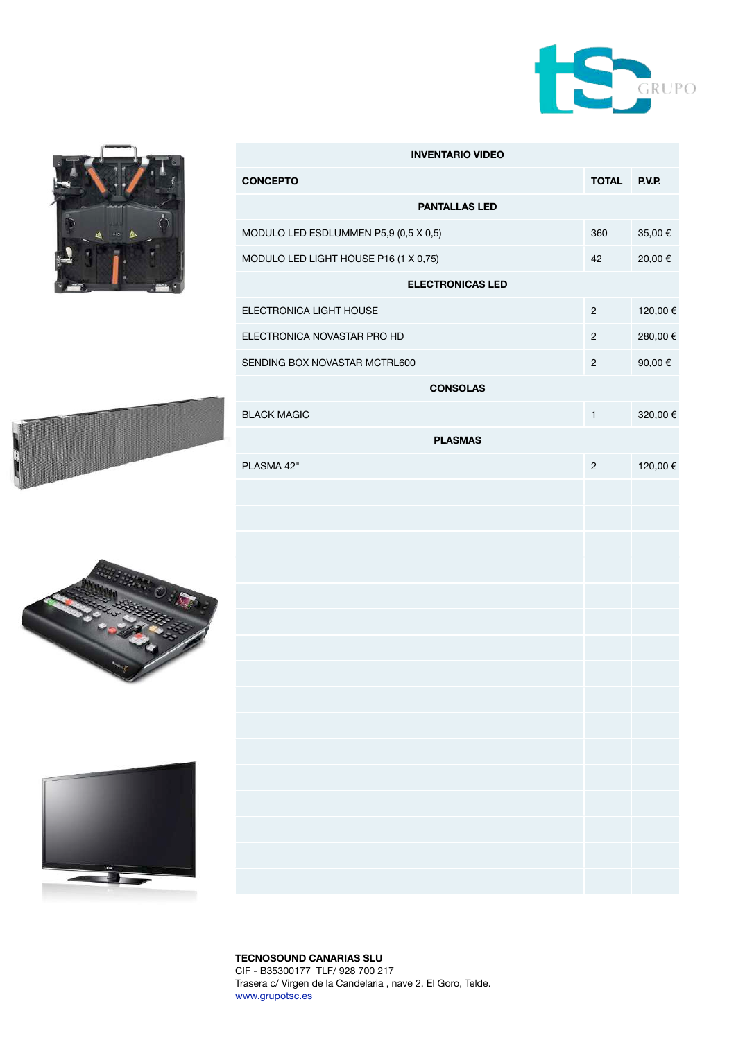| INVENTARIO VIDEO | | |
|---|---|---|
| **CONCEPTO** | **TOTAL** | **P.V.P.** |
| **PANTALLAS LED** | | |
| MODULO LED ESDLUMMEN P5,9 (0,5 X 0,5) | 360 | 35,00 € |
| MODULO LED LIGHT HOUSE P16 (1 X 0,75) | 42 | 20,00 € |
| **ELECTRONICAS LED** | | |
| ELECTRONICA LIGHT HOUSE | 2 | 120,00 € |
| ELECTRONICA NOVASTAR PRO HD | 2 | 280,00 € |
| SENDING BOX NOVASTAR MCTRL600 | 2 | 90,00 € |
| **CONSOLAS** | | |
| BLACK MAGIC | 1 | 320,00 € |
| **PLASMAS** | | |
| PLASMA 42" | 2 | 120,00 € |

**TECNOSOUND CANARIAS SLU**
CIF - B35300177 TLF/ 928 700 217
Trasera c/ Virgen de la Candelaria , nave 2. El Goro, Telde.
www.grupotsc.es